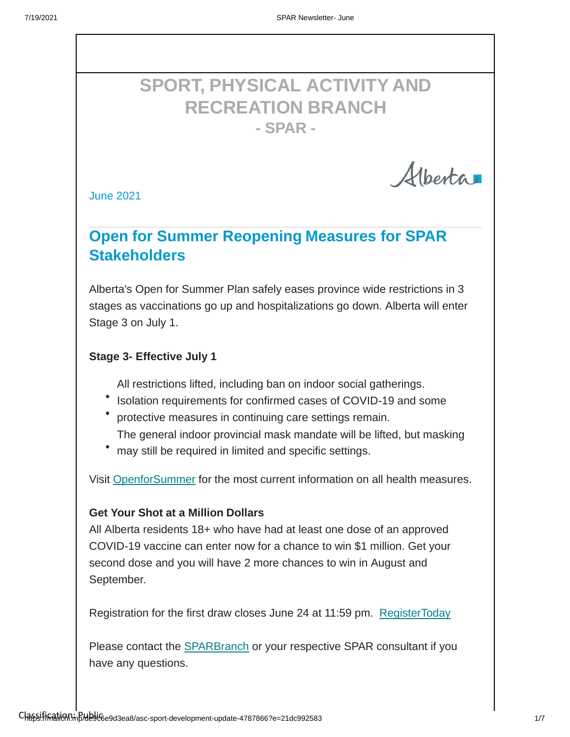# SPORT, PHYSICAL ACTIVITY AND RECREATION BRANCH

## - SPAR -

Alberta

June 2021

## Open for Summer Reopening Measures for SPAR Stakeholders

Alberta's Open for Summer Plan safely eases province wide restrictions in 3 stages as vaccinations go up and hospitalizations go down. Alberta will enter Stage 3 on July 1.

**Stage 3- Effective July 1**

- All restrictions lifted, including ban on indoor social gatherings.
- Isolation requirements for confirmed cases of COVID-19 and some protective measures in continuing care settings remain.
- The general indoor provincial mask mandate will be lifted, but masking may still be required in limited and specific settings.

Visit OpenforSummer for the most current information on all health measures.

**Get Your Shot at a Million Dollars**

All Alberta residents 18+ who have had at least one dose of an approved COVID-19 vaccine can enter now for a chance to win $1 million. Get your second dose and you will have 2 more chances to win in August and September.

Registration for the first draw closes June 24 at 11:59 pm. RegisterToday

Please contact the SPARBranch or your respective SPAR consultant if you have any questions.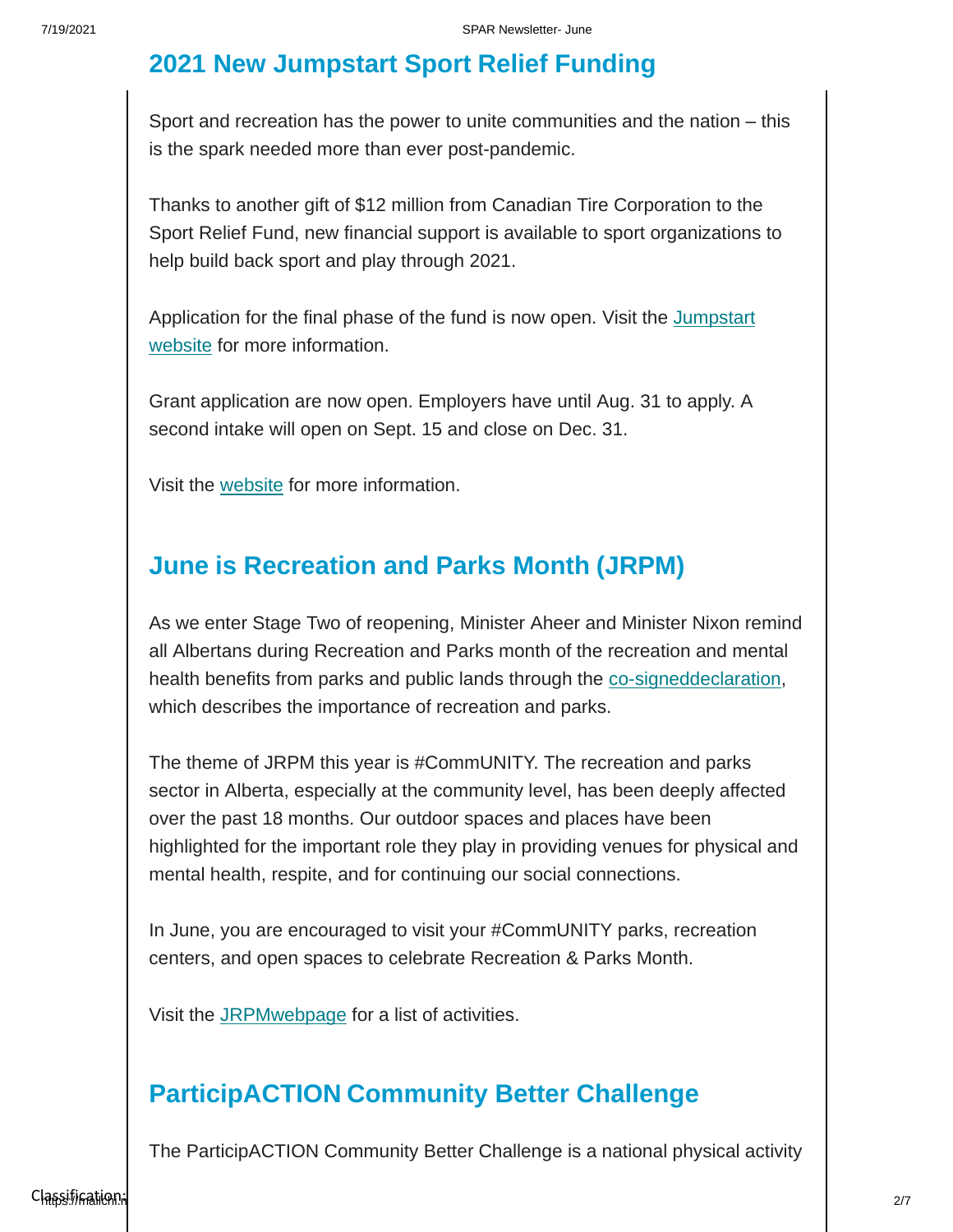## 2021 New Jumpstart Sport Relief Funding

Sport and recreation has the power to unite communities and the nation – this is the spark needed more than ever post-pandemic.

Thanks to another gift of $12 million from Canadian Tire Corporation to the Sport Relief Fund, new financial support is available to sport organizations to help build back sport and play through 2021.

Application for the final phase of the fund is now open. Visit the Jumpstart website for more information.

Grant application are now open. Employers have until Aug. 31 to apply. A second intake will open on Sept. 15 and close on Dec. 31.

Visit the website for more information.

## June is Recreation and Parks Month (JRPM)

As we enter Stage Two of reopening, Minister Aheer and Minister Nixon remind all Albertans during Recreation and Parks month of the recreation and mental health benefits from parks and public lands through the co-signeddeclaration, which describes the importance of recreation and parks.

The theme of JRPM this year is #CommUNITY. The recreation and parks sector in Alberta, especially at the community level, has been deeply affected over the past 18 months. Our outdoor spaces and places have been highlighted for the important role they play in providing venues for physical and mental health, respite, and for continuing our social connections.

In June, you are encouraged to visit your #CommUNITY parks, recreation centers, and open spaces to celebrate Recreation & Parks Month.

Visit the JRPMwebpage for a list of activities.

## ParticipACTION Community Better Challenge

The ParticipACTION Community Better Challenge is a national physical activity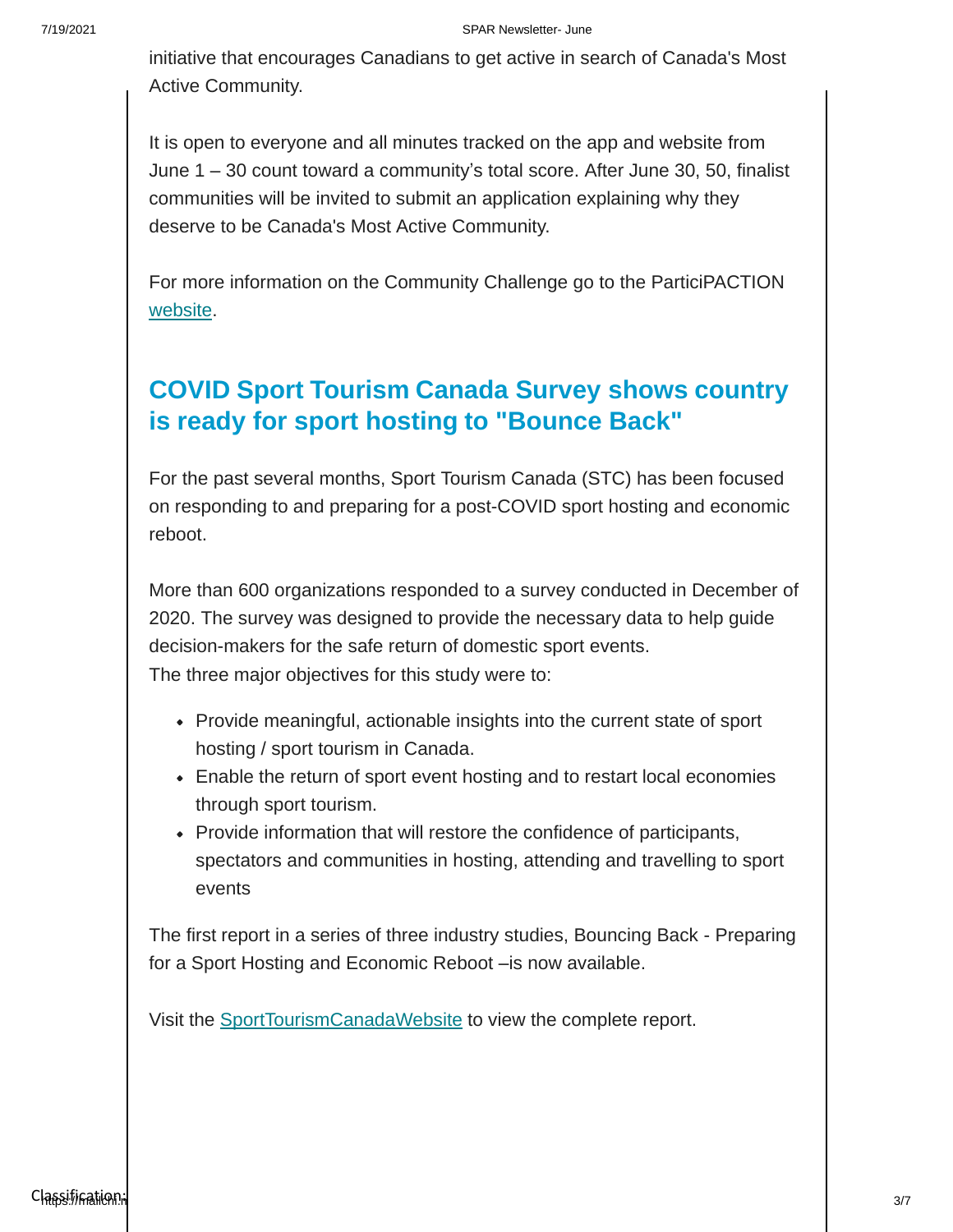initiative that encourages Canadians to get active in search of Canada's Most Active Community.

It is open to everyone and all minutes tracked on the app and website from June 1 – 30 count toward a community's total score. After June 30, 50, finalist communities will be invited to submit an application explaining why they deserve to be Canada's Most Active Community.

For more information on the Community Challenge go to the ParticiPACTION website.

## COVID Sport Tourism Canada Survey shows country is ready for sport hosting to "Bounce Back"

For the past several months, Sport Tourism Canada (STC) has been focused on responding to and preparing for a post-COVID sport hosting and economic reboot.

More than 600 organizations responded to a survey conducted in December of 2020. The survey was designed to provide the necessary data to help guide decision-makers for the safe return of domestic sport events.
The three major objectives for this study were to:

- Provide meaningful, actionable insights into the current state of sport hosting / sport tourism in Canada.
- Enable the return of sport event hosting and to restart local economies through sport tourism.
- Provide information that will restore the confidence of participants, spectators and communities in hosting, attending and travelling to sport events

The first report in a series of three industry studies, Bouncing Back - Preparing for a Sport Hosting and Economic Reboot –is now available.

Visit the SportTourismCanadaWebsite to view the complete report.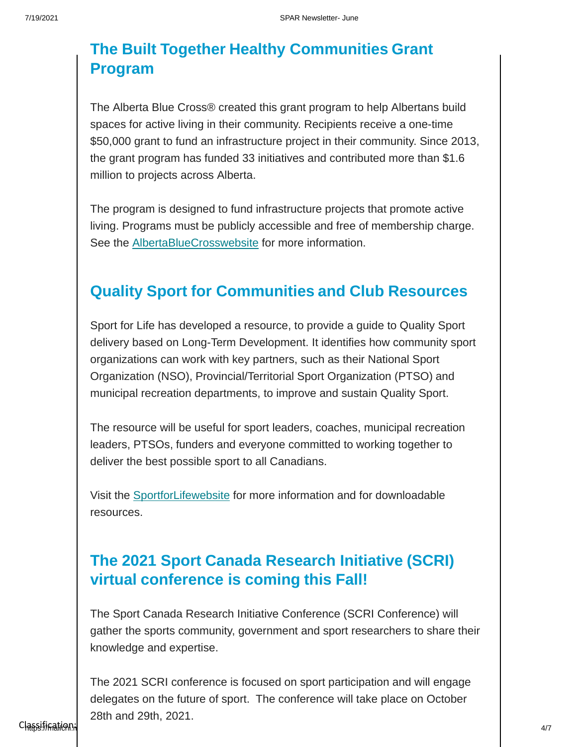## The Built Together Healthy Communities Grant Program

The Alberta Blue Cross® created this grant program to help Albertans build spaces for active living in their community. Recipients receive a one-time $50,000 grant to fund an infrastructure project in their community. Since 2013, the grant program has funded 33 initiatives and contributed more than $1.6 million to projects across Alberta.

The program is designed to fund infrastructure projects that promote active living. Programs must be publicly accessible and free of membership charge. See the AlbertaBlueCrosswebsite for more information.

## Quality Sport for Communities and Club Resources

Sport for Life has developed a resource, to provide a guide to Quality Sport delivery based on Long-Term Development. It identifies how community sport organizations can work with key partners, such as their National Sport Organization (NSO), Provincial/Territorial Sport Organization (PTSO) and municipal recreation departments, to improve and sustain Quality Sport.

The resource will be useful for sport leaders, coaches, municipal recreation leaders, PTSOs, funders and everyone committed to working together to deliver the best possible sport to all Canadians.

Visit the SportforLifewebsite for more information and for downloadable resources.

## The 2021 Sport Canada Research Initiative (SCRI) virtual conference is coming this Fall!

The Sport Canada Research Initiative Conference (SCRI Conference) will gather the sports community, government and sport researchers to share their knowledge and expertise.

The 2021 SCRI conference is focused on sport participation and will engage delegates on the future of sport. The conference will take place on October 28th and 29th, 2021.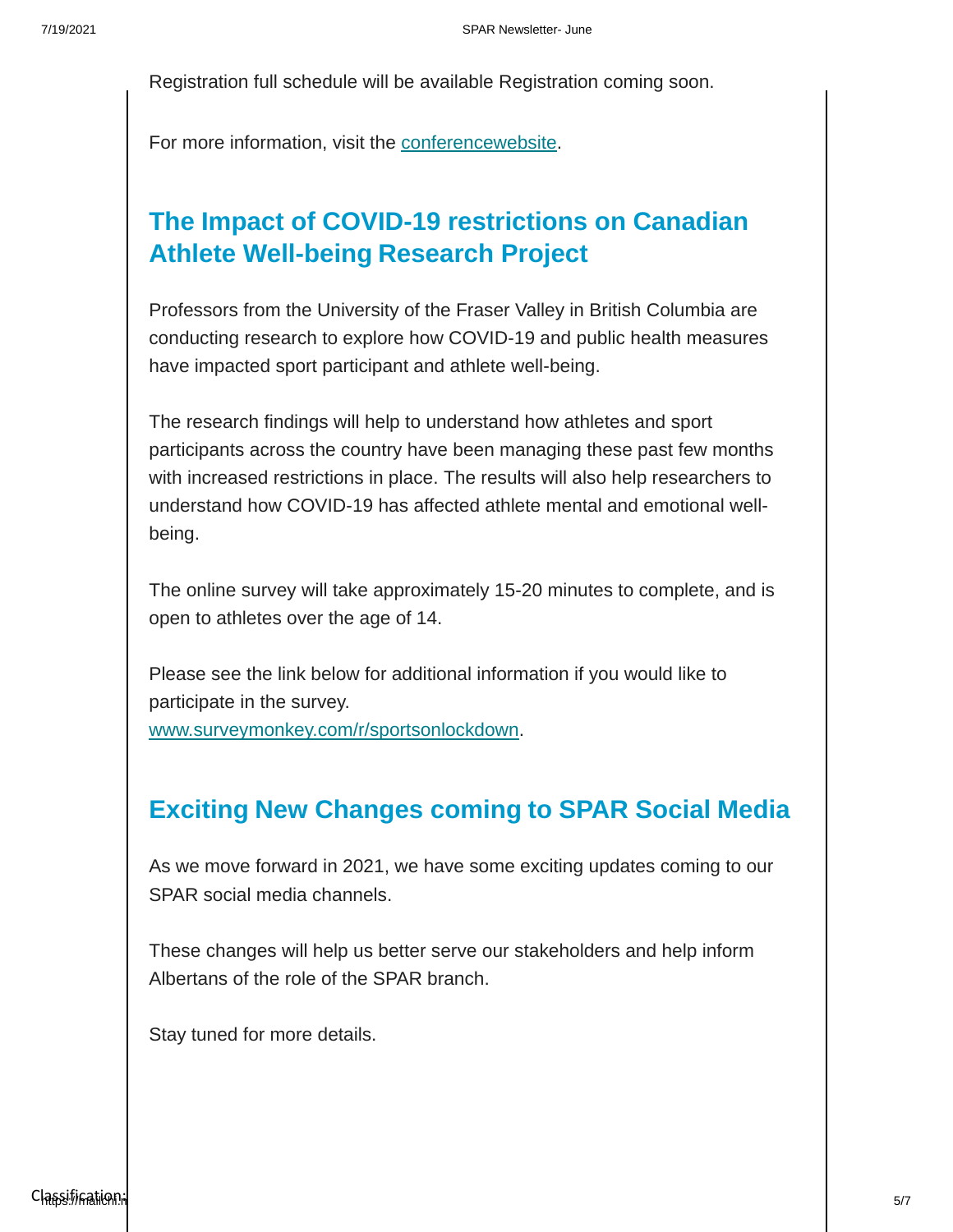Registration full schedule will be available Registration coming soon.

For more information, visit the conferencewebsite.

## The Impact of COVID-19 restrictions on Canadian Athlete Well-being Research Project

Professors from the University of the Fraser Valley in British Columbia are conducting research to explore how COVID-19 and public health measures have impacted sport participant and athlete well-being.

The research findings will help to understand how athletes and sport participants across the country have been managing these past few months with increased restrictions in place. The results will also help researchers to understand how COVID-19 has affected athlete mental and emotional well-being.

The online survey will take approximately 15-20 minutes to complete, and is open to athletes over the age of 14.

Please see the link below for additional information if you would like to participate in the survey.
www.surveymonkey.com/r/sportsonlockdown.

## Exciting New Changes coming to SPAR Social Media

As we move forward in 2021, we have some exciting updates coming to our SPAR social media channels.

These changes will help us better serve our stakeholders and help inform Albertans of the role of the SPAR branch.

Stay tuned for more details.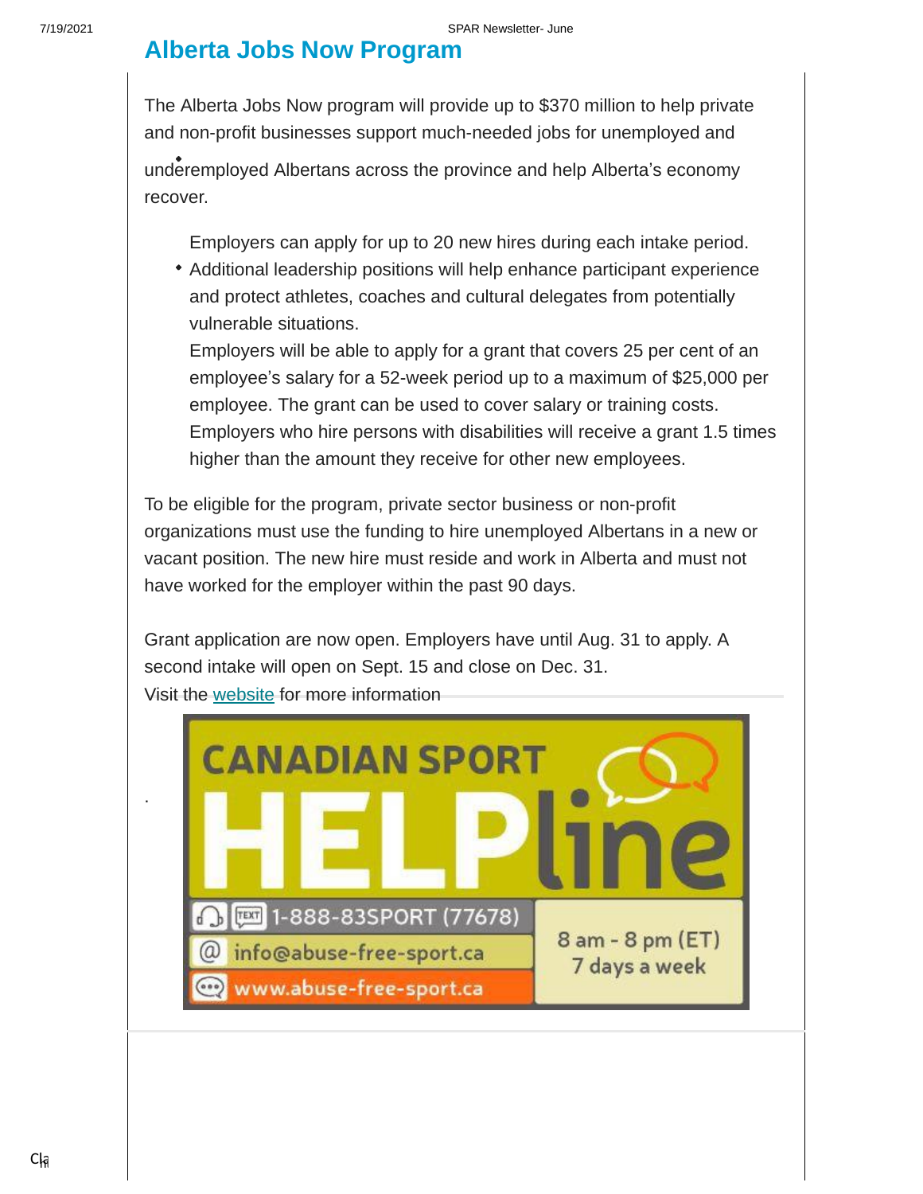## Alberta Jobs Now Program

The Alberta Jobs Now program will provide up to $370 million to help private and non-profit businesses support much-needed jobs for unemployed and underemployed Albertans across the province and help Alberta's economy recover.

- Employers can apply for up to 20 new hires during each intake period.
- Additional leadership positions will help enhance participant experience and protect athletes, coaches and cultural delegates from potentially vulnerable situations.
- Employers will be able to apply for a grant that covers 25 per cent of an employee's salary for a 52-week period up to a maximum of $25,000 per employee. The grant can be used to cover salary or training costs.
- Employers who hire persons with disabilities will receive a grant 1.5 times higher than the amount they receive for other new employees.

To be eligible for the program, private sector business or non-profit organizations must use the funding to hire unemployed Albertans in a new or vacant position. The new hire must reside and work in Alberta and must not have worked for the employer within the past 90 days.

Grant application are now open. Employers have until Aug. 31 to apply. A second intake will open on Sept. 15 and close on Dec. 31.
Visit the website for more information

CANADIAN SPORT HELPline

1-888-83SPORT (77678)
info@abuse-free-sport.ca
www.abuse-free-sport.ca

8 am - 8 pm (ET)
7 days a week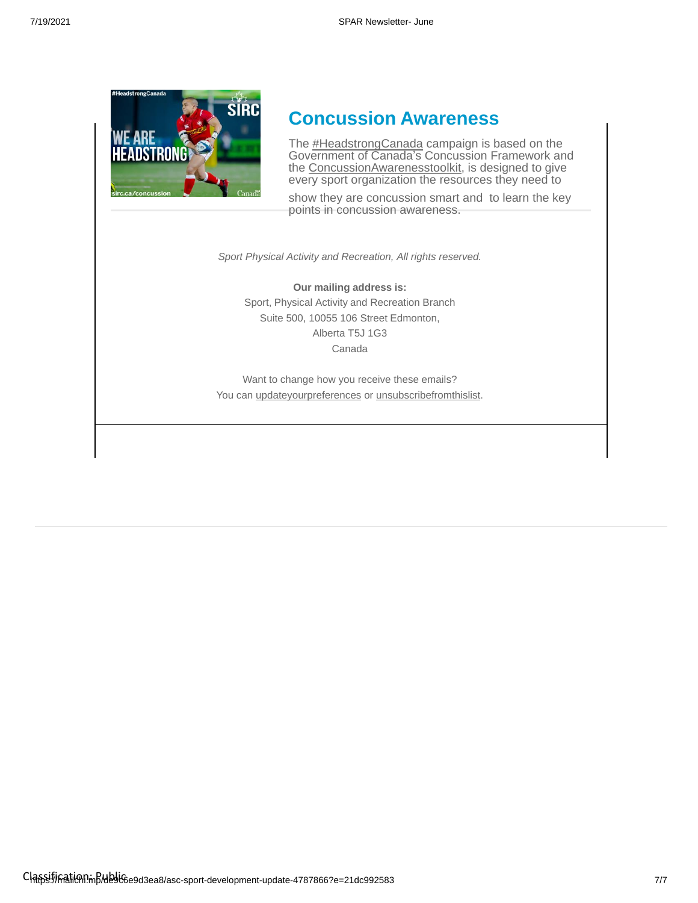## Concussion Awareness

The #HeadstrongCanada campaign is based on the Government of Canada's Concussion Framework and the ConcussionAwarenesstoolkit, is designed to give every sport organization the resources they need to show they are concussion smart and to learn the key points in concussion awareness.

*Sport Physical Activity and Recreation, All rights reserved.*

**Our mailing address is:**
Sport, Physical Activity and Recreation Branch
Suite 500, 10055 106 Street Edmonton,
Alberta T5J 1G3
Canada

Want to change how you receive these emails?
You can updateyourpreferences or unsubscribefromthislist.